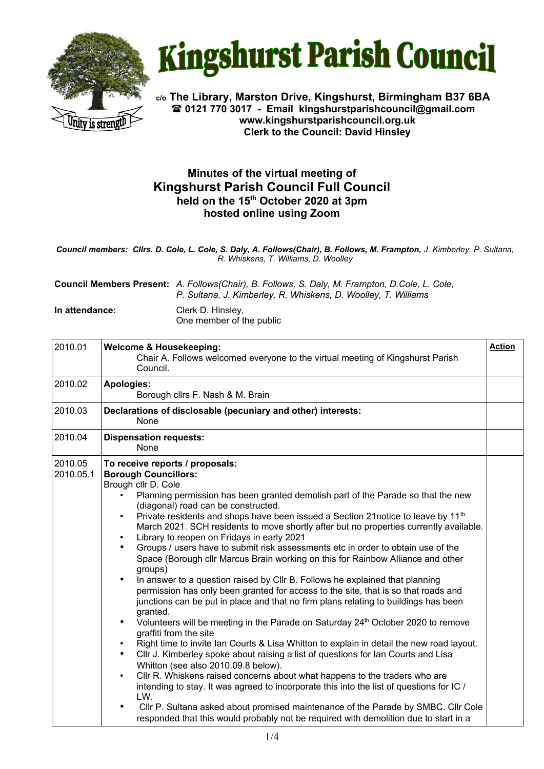# Kingshurst Parish Council

**c/o The Library, Marston Drive, Kingshurst, Birmingham B37 6BA**
**☎ 0121 770 3017 - Email kingshurstparishcouncil@gmail.com**
**www.kingshurstparishcouncil.org.uk**
**Clerk to the Council: David Hinsley**

## Minutes of the virtual meeting of
## Kingshurst Parish Council Full Council
### held on the 15th October 2020 at 3pm
### hosted online using Zoom

***Council members: Cllrs. D. Cole, L. Cole, S. Daly, A. Follows(Chair), B. Follows, M. Frampton,** J. Kimberley, P. Sultana, R. Whiskens, T. Williams, D. Woolley*

**Council Members Present:** *A. Follows(Chair), B. Follows, S. Daly, M. Frampton, D.Cole, L. Cole, P. Sultana, J. Kimberley, R. Whiskens, D. Woolley, T. Williams*

**In attendance:** Clerk D. Hinsley, One member of the public

| | | **Action** |
|---|---|---|
| 2010.01 | **Welcome & Housekeeping:** Chair A. Follows welcomed everyone to the virtual meeting of Kingshurst Parish Council. | |
| 2010.02 | **Apologies:** Borough cllrs F. Nash & M. Brain | |
| 2010.03 | **Declarations of disclosable (pecuniary and other) interests:** None | |
| 2010.04 | **Dispensation requests:** None | |
| 2010.05<br>2010.05.1 | **To receive reports / proposals:**<br>**Borough Councillors:**<br>Brough cllr D. Cole<br>• Planning permission has been granted demolish part of the Parade so that the new (diagonal) road can be constructed.<br>• Private residents and shops have been issued a Section 21notice to leave by 11th March 2021. SCH residents to move shortly after but no properties currently available.<br>• Library to reopen on Fridays in early 2021<br>• Groups / users have to submit risk assessments etc in order to obtain use of the Space (Borough cllr Marcus Brain working on this for Rainbow Alliance and other groups)<br>• In answer to a question raised by Cllr B. Follows he explained that planning permission has only been granted for access to the site, that is so that roads and junctions can be put in place and that no firm plans relating to buildings has been granted.<br>• Volunteers will be meeting in the Parade on Saturday 24th October 2020 to remove graffiti from the site<br>• Right time to invite Ian Courts & Lisa Whitton to explain in detail the new road layout.<br>• Cllr J. Kimberley spoke about raising a list of questions for Ian Courts and Lisa Whitton (see also 2010.09.8 below).<br>• Cllr R. Whiskens raised concerns about what happens to the traders who are intending to stay. It was agreed to incorporate this into the list of questions for IC / LW.<br>• Cllr P. Sultana asked about promised maintenance of the Parade by SMBC. Cllr Cole responded that this would probably not be required with demolition due to start in a | |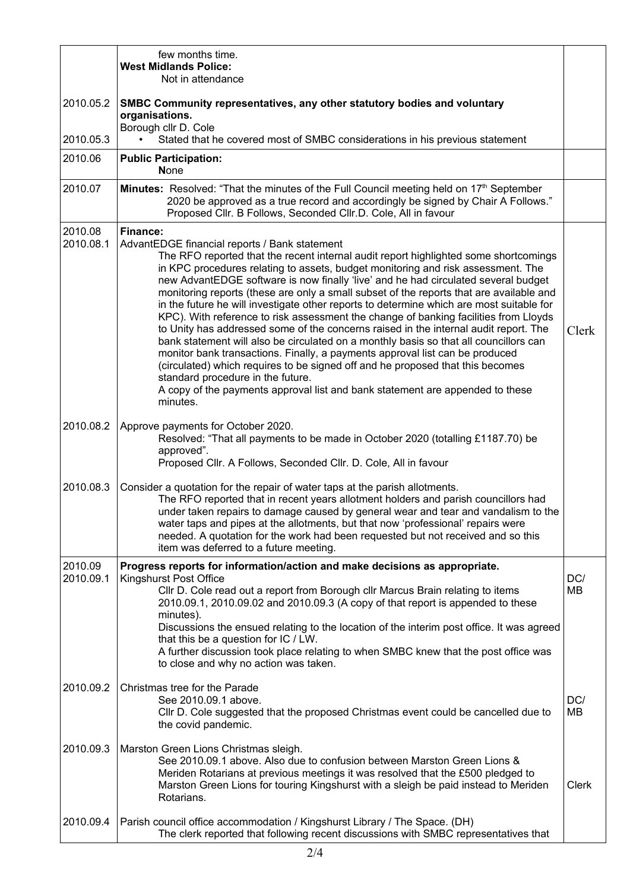| | | |
|---|---|---|
| | few months time.<br>**West Midlands Police:**<br>Not in attendance | |
| 2010.05.2 | **SMBC Community representatives, any other statutory bodies and voluntary organisations.**<br>Borough cllr D. Cole | |
| 2010.05.3 | • Stated that he covered most of SMBC considerations in his previous statement | |
| 2010.06 | **Public Participation:**<br>**N**one | |
| 2010.07 | **Minutes:** Resolved: "That the minutes of the Full Council meeting held on 17th September 2020 be approved as a true record and accordingly be signed by Chair A Follows." Proposed Cllr. B Follows, Seconded Cllr.D. Cole, All in favour | |
| 2010.08<br>2010.08.1 | **Finance:**<br>AdvantEDGE financial reports / Bank statement<br>The RFO reported that the recent internal audit report highlighted some shortcomings in KPC procedures relating to assets, budget monitoring and risk assessment. The new AdvantEDGE software is now finally 'live' and he had circulated several budget monitoring reports (these are only a small subset of the reports that are available and in the future he will investigate other reports to determine which are most suitable for KPC). With reference to risk assessment the change of banking facilities from Lloyds to Unity has addressed some of the concerns raised in the internal audit report. The bank statement will also be circulated on a monthly basis so that all councillors can monitor bank transactions. Finally, a payments approval list can be produced (circulated) which requires to be signed off and he proposed that this becomes standard procedure in the future.<br>A copy of the payments approval list and bank statement are appended to these minutes. | Clerk |
| 2010.08.2 | Approve payments for October 2020.<br>Resolved: "That all payments to be made in October 2020 (totalling £1187.70) be approved".<br>Proposed Cllr. A Follows, Seconded Cllr. D. Cole, All in favour | |
| 2010.08.3 | Consider a quotation for the repair of water taps at the parish allotments.<br>The RFO reported that in recent years allotment holders and parish councillors had under taken repairs to damage caused by general wear and tear and vandalism to the water taps and pipes at the allotments, but that now 'professional' repairs were needed. A quotation for the work had been requested but not received and so this item was deferred to a future meeting. | |
| 2010.09<br>2010.09.1 | **Progress reports for information/action and make decisions as appropriate.**<br>Kingshurst Post Office<br>Cllr D. Cole read out a report from Borough cllr Marcus Brain relating to items 2010.09.1, 2010.09.02 and 2010.09.3 (A copy of that report is appended to these minutes).<br>Discussions the ensued relating to the location of the interim post office. It was agreed that this be a question for IC / LW.<br>A further discussion took place relating to when SMBC knew that the post office was to close and why no action was taken. | DC/<br>MB |
| 2010.09.2 | Christmas tree for the Parade<br>See 2010.09.1 above.<br>Cllr D. Cole suggested that the proposed Christmas event could be cancelled due to the covid pandemic. | DC/<br>MB |
| 2010.09.3 | Marston Green Lions Christmas sleigh.<br>See 2010.09.1 above. Also due to confusion between Marston Green Lions & Meriden Rotarians at previous meetings it was resolved that the £500 pledged to Marston Green Lions for touring Kingshurst with a sleigh be paid instead to Meriden Rotarians. | Clerk |
| 2010.09.4 | Parish council office accommodation / Kingshurst Library / The Space. (DH)<br>The clerk reported that following recent discussions with SMBC representatives that | |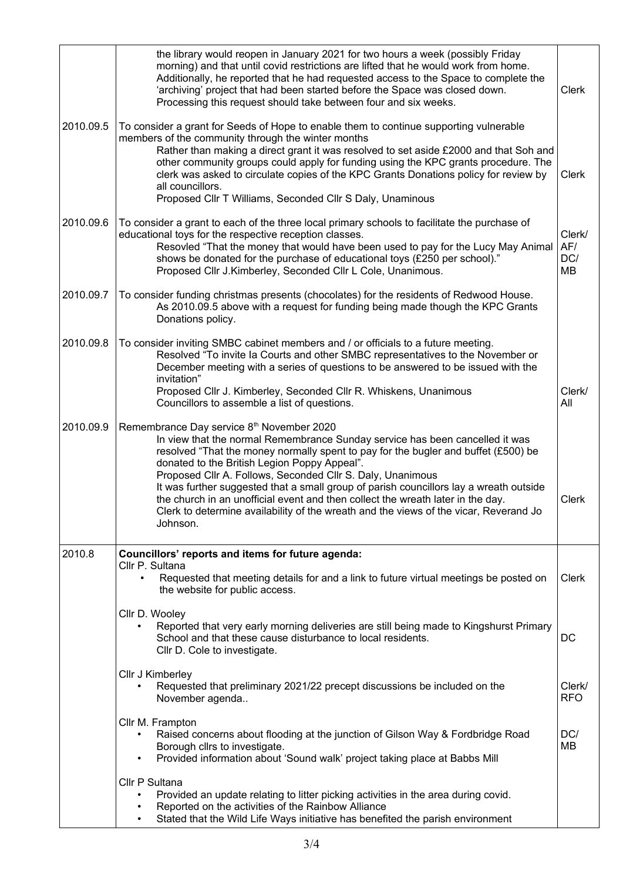| | | |
|---|---|---|
| | the library would reopen in January 2021 for two hours a week (possibly Friday morning) and that until covid restrictions are lifted that he would work from home. Additionally, he reported that he had requested access to the Space to complete the 'archiving' project that had been started before the Space was closed down. Processing this request should take between four and six weeks. | Clerk |
| 2010.09.5 | To consider a grant for Seeds of Hope to enable them to continue supporting vulnerable members of the community through the winter months<br>Rather than making a direct grant it was resolved to set aside £2000 and that Soh and other community groups could apply for funding using the KPC grants procedure. The clerk was asked to circulate copies of the KPC Grants Donations policy for review by all councillors.<br>Proposed Cllr T Williams, Seconded Cllr S Daly, Unaminous | Clerk |
| 2010.09.6 | To consider a grant to each of the three local primary schools to facilitate the purchase of educational toys for the respective reception classes.<br>Resovled "That the money that would have been used to pay for the Lucy May Animal shows be donated for the purchase of educational toys (£250 per school)."<br>Proposed Cllr J.Kimberley, Seconded Cllr L Cole, Unanimous. | Clerk/ AF/ DC/ MB |
| 2010.09.7 | To consider funding christmas presents (chocolates) for the residents of Redwood House.<br>As 2010.09.5 above with a request for funding being made though the KPC Grants Donations policy. | |
| 2010.09.8 | To consider inviting SMBC cabinet members and / or officials to a future meeting.<br>Resolved "To invite Ia Courts and other SMBC representatives to the November or December meeting with a series of questions to be answered to be issued with the invitation"<br>Proposed Cllr J. Kimberley, Seconded Cllr R. Whiskens, Unanimous<br>Councillors to assemble a list of questions. | Clerk/ All |
| 2010.09.9 | Remembrance Day service 8th November 2020<br>In view that the normal Remembrance Sunday service has been cancelled it was resolved "That the money normally spent to pay for the bugler and buffet (£500) be donated to the British Legion Poppy Appeal".<br>Proposed Cllr A. Follows, Seconded Cllr S. Daly, Unanimous<br>It was further suggested that a small group of parish councillors lay a wreath outside the church in an unofficial event and then collect the wreath later in the day.<br>Clerk to determine availability of the wreath and the views of the vicar, Reverand Jo Johnson. | Clerk |
| 2010.8 | **Councillors' reports and items for future agenda:**<br>Cllr P. Sultana<br>• Requested that meeting details for and a link to future virtual meetings be posted on the website for public access. | Clerk |
| | Cllr D. Wooley<br>• Reported that very early morning deliveries are still being made to Kingshurst Primary School and that these cause disturbance to local residents.<br>Cllr D. Cole to investigate. | DC |
| | Cllr J Kimberley<br>• Requested that preliminary 2021/22 precept discussions be included on the November agenda.. | Clerk/ RFO |
| | Cllr M. Frampton<br>• Raised concerns about flooding at the junction of Gilson Way & Fordbridge Road Borough cllrs to investigate.<br>• Provided information about 'Sound walk' project taking place at Babbs Mill | DC/ MB |
| | Cllr P Sultana<br>• Provided an update relating to litter picking activities in the area during covid.<br>• Reported on the activities of the Rainbow Alliance<br>• Stated that the Wild Life Ways initiative has benefited the parish environment | |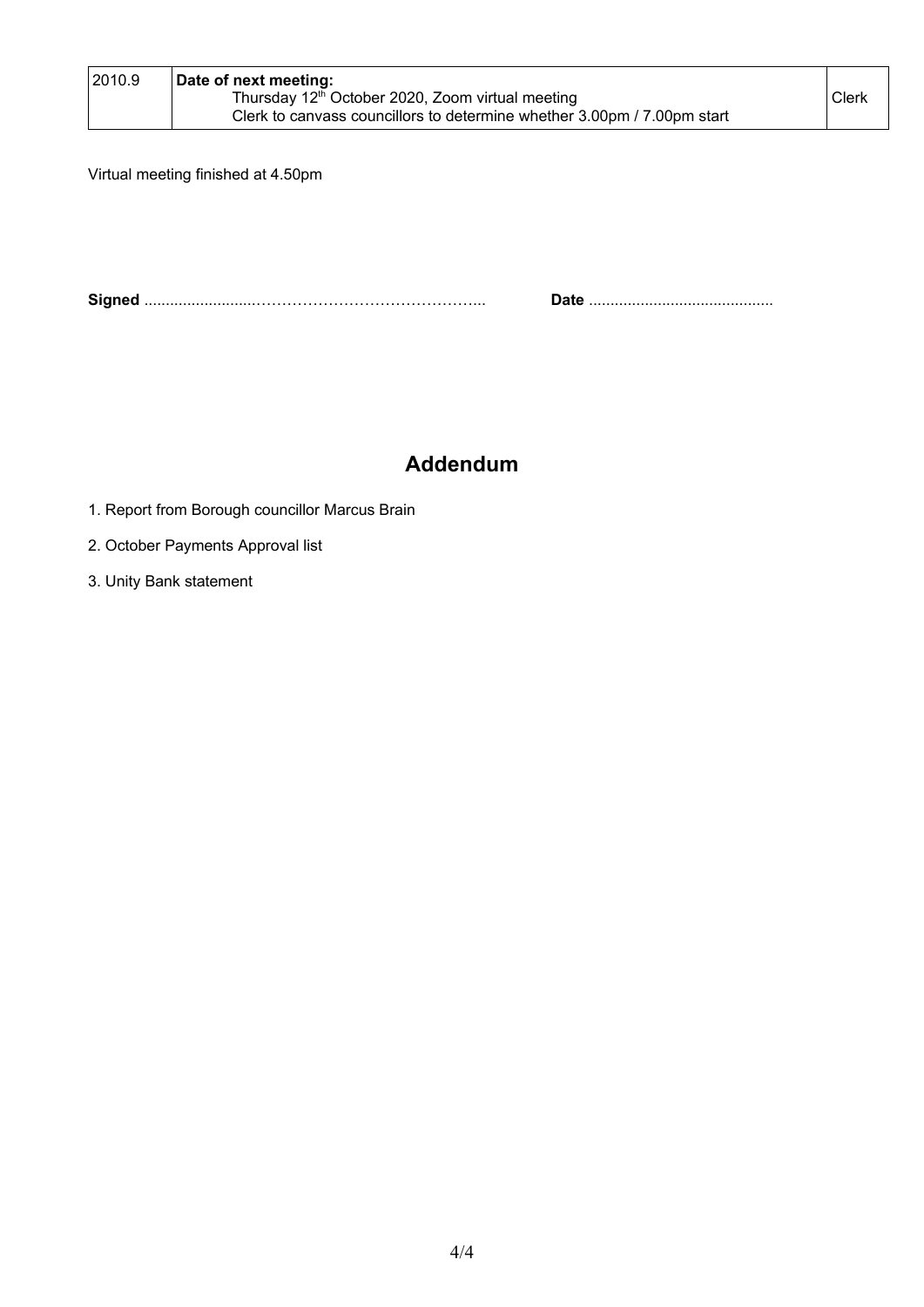| 2010.9 | **Date of next meeting:**<br>Thursday 12th October 2020, Zoom virtual meeting<br>Clerk to canvass councillors to determine whether 3.00pm / 7.00pm start | Clerk |
|---|---|---|

Virtual meeting finished at 4.50pm

**Signed** ……………………………………………………… **Date** ……………………………………

## Addendum

1. Report from Borough councillor Marcus Brain
2. October Payments Approval list
3. Unity Bank statement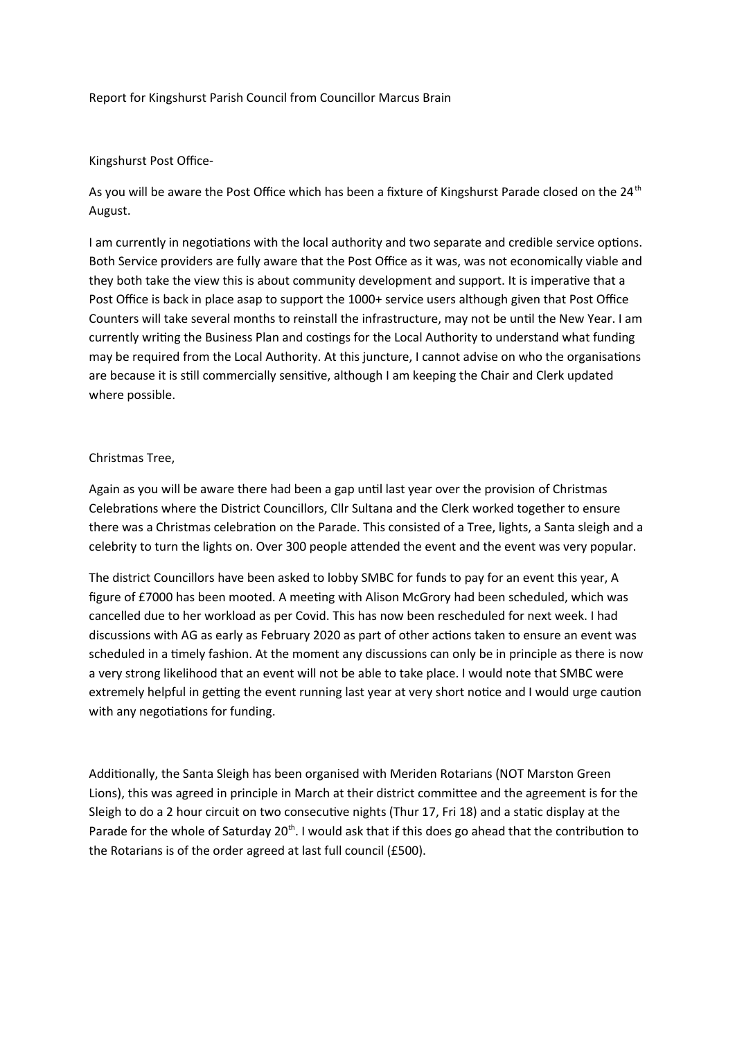Report for Kingshurst Parish Council from Councillor Marcus Brain

Kingshurst Post Office-

As you will be aware the Post Office which has been a fixture of Kingshurst Parade closed on the 24th August.

I am currently in negotiations with the local authority and two separate and credible service options. Both Service providers are fully aware that the Post Office as it was, was not economically viable and they both take the view this is about community development and support. It is imperative that a Post Office is back in place asap to support the 1000+ service users although given that Post Office Counters will take several months to reinstall the infrastructure, may not be until the New Year. I am currently writing the Business Plan and costings for the Local Authority to understand what funding may be required from the Local Authority. At this juncture, I cannot advise on who the organisations are because it is still commercially sensitive, although I am keeping the Chair and Clerk updated where possible.

Christmas Tree,

Again as you will be aware there had been a gap until last year over the provision of Christmas Celebrations where the District Councillors, Cllr Sultana and the Clerk worked together to ensure there was a Christmas celebration on the Parade. This consisted of a Tree, lights, a Santa sleigh and a celebrity to turn the lights on. Over 300 people attended the event and the event was very popular.

The district Councillors have been asked to lobby SMBC for funds to pay for an event this year, A figure of £7000 has been mooted. A meeting with Alison McGrory had been scheduled, which was cancelled due to her workload as per Covid. This has now been rescheduled for next week. I had discussions with AG as early as February 2020 as part of other actions taken to ensure an event was scheduled in a timely fashion. At the moment any discussions can only be in principle as there is now a very strong likelihood that an event will not be able to take place. I would note that SMBC were extremely helpful in getting the event running last year at very short notice and I would urge caution with any negotiations for funding.

Additionally, the Santa Sleigh has been organised with Meriden Rotarians (NOT Marston Green Lions), this was agreed in principle in March at their district committee and the agreement is for the Sleigh to do a 2 hour circuit on two consecutive nights (Thur 17, Fri 18) and a static display at the Parade for the whole of Saturday 20th. I would ask that if this does go ahead that the contribution to the Rotarians is of the order agreed at last full council (£500).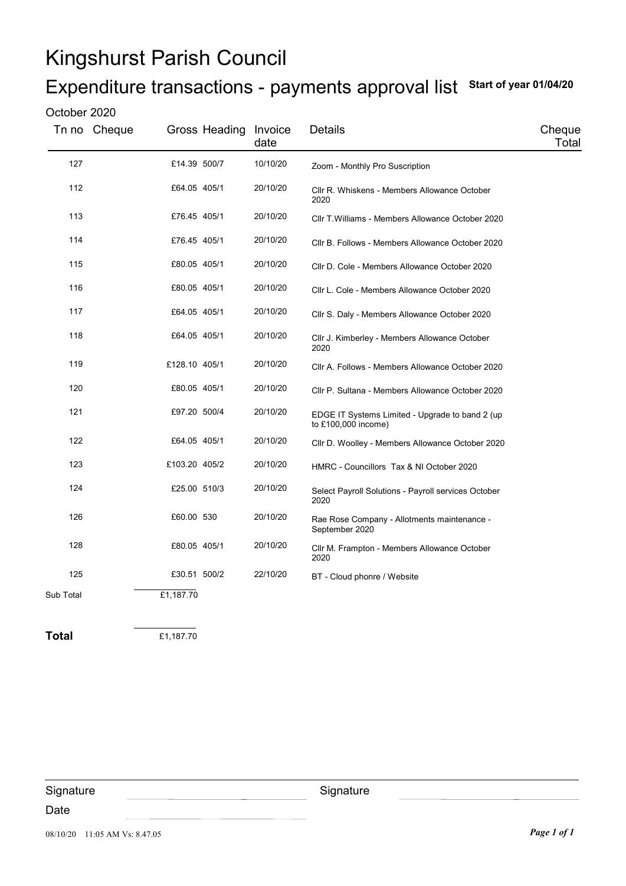# Kingshurst Parish Council

## Expenditure transactions - payments approval list **Start of year 01/04/20**

October 2020

| Tn no | Cheque | Gross | Heading | Invoice date | Details | Cheque Total |
|---|---|---|---|---|---|---|
| 127 | | £14.39 | 500/7 | 10/10/20 | Zoom - Monthly Pro Suscription | |
| 112 | | £64.05 | 405/1 | 20/10/20 | Cllr R. Whiskens - Members Allowance October 2020 | |
| 113 | | £76.45 | 405/1 | 20/10/20 | Cllr T.Williams - Members Allowance October 2020 | |
| 114 | | £76.45 | 405/1 | 20/10/20 | Cllr B. Follows - Members Allowance October 2020 | |
| 115 | | £80.05 | 405/1 | 20/10/20 | Cllr D. Cole - Members Allowance October 2020 | |
| 116 | | £80.05 | 405/1 | 20/10/20 | Cllr L. Cole - Members Allowance October 2020 | |
| 117 | | £64.05 | 405/1 | 20/10/20 | Cllr S. Daly - Members Allowance October 2020 | |
| 118 | | £64.05 | 405/1 | 20/10/20 | Cllr J. Kimberley - Members Allowance October 2020 | |
| 119 | | £128.10 | 405/1 | 20/10/20 | Cllr A. Follows - Members Allowance October 2020 | |
| 120 | | £80.05 | 405/1 | 20/10/20 | Cllr P. Sultana - Members Allowance October 2020 | |
| 121 | | £97.20 | 500/4 | 20/10/20 | EDGE IT Systems Limited - Upgrade to band 2 (up to £100,000 income) | |
| 122 | | £64.05 | 405/1 | 20/10/20 | Cllr D. Woolley - Members Allowance October 2020 | |
| 123 | | £103.20 | 405/2 | 20/10/20 | HMRC - Councillors Tax & NI October 2020 | |
| 124 | | £25.00 | 510/3 | 20/10/20 | Select Payroll Solutions - Payroll services October 2020 | |
| 126 | | £60.00 | 530 | 20/10/20 | Rae Rose Company - Allotments maintenance - September 2020 | |
| 128 | | £80.05 | 405/1 | 20/10/20 | Cllr M. Frampton - Members Allowance October 2020 | |
| 125 | | £30.51 | 500/2 | 22/10/20 | BT - Cloud phonre / Website | |
| Sub Total | | £1,187.70 | | | | |
| **Total** | | £1,187.70 | | | | |

Signature ______________________ Signature ______________________

Date ______________________

08/10/20 11:05 AM Vs: 8.47.05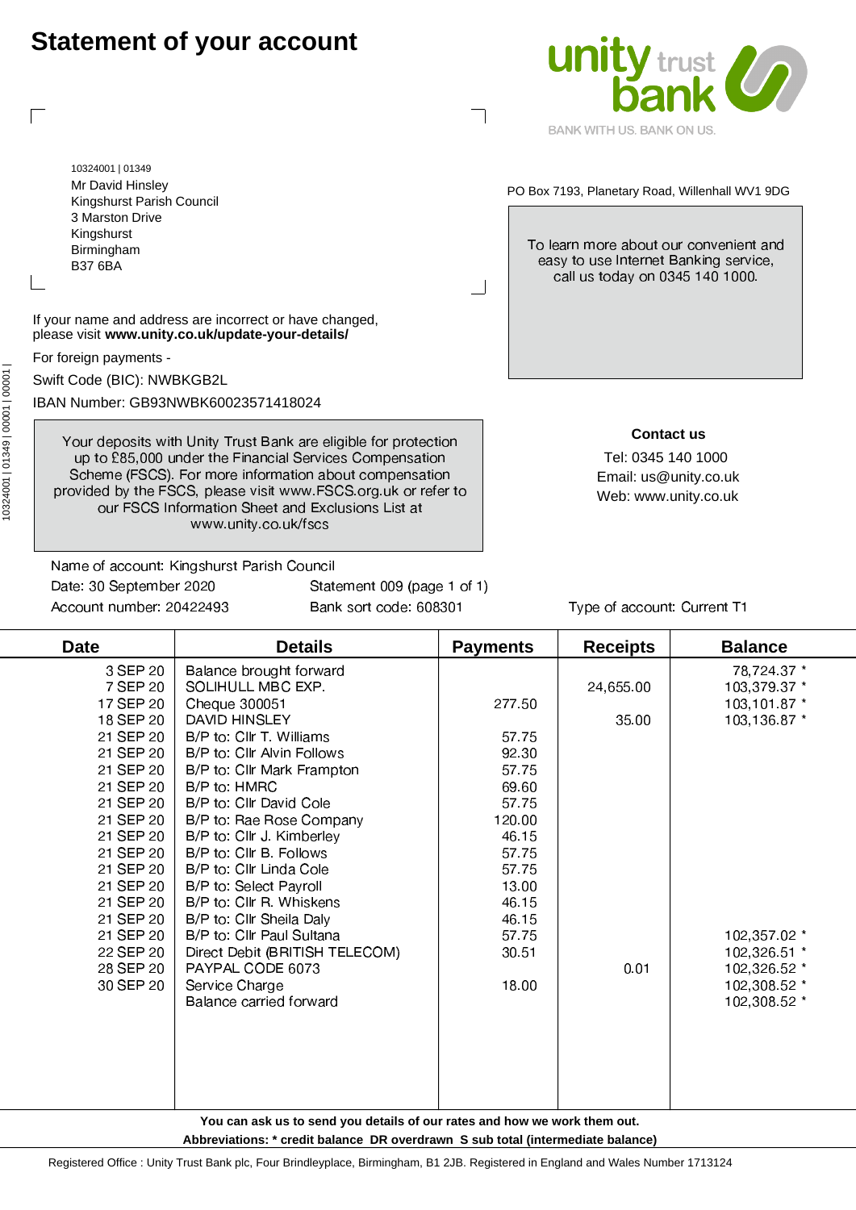# Statement of your account

unity trust bank

BANK WITH US. BANK ON US.

10324001 | 01349
Mr David Hinsley
Kingshurst Parish Council
3 Marston Drive
Kingshurst
Birmingham
B37 6BA

PO Box 7193, Planetary Road, Willenhall WV1 9DG

To learn more about our convenient and easy to use Internet Banking service, call us today on 0345 140 1000.

If your name and address are incorrect or have changed, please visit **www.unity.co.uk/update-your-details/**

For foreign payments -

Swift Code (BIC): NWBKGB2L

IBAN Number: GB93NWBK60023571418024

Your deposits with Unity Trust Bank are eligible for protection up to £85,000 under the Financial Services Compensation Scheme (FSCS). For more information about compensation provided by the FSCS, please visit www.FSCS.org.uk or refer to our FSCS Information Sheet and Exclusions List at www.unity.co.uk/fscs

**Contact us**

Tel: 0345 140 1000
Email: us@unity.co.uk
Web: www.unity.co.uk

Name of account: Kingshurst Parish Council
Date: 30 September 2020 — Statement 009 (page 1 of 1)
Account number: 20422493 — Bank sort code: 608301 — Type of account: Current T1

| Date | Details | Payments | Receipts | Balance |
|---|---|---|---|---|
| 3 SEP 20 | Balance brought forward | | | 78,724.37 * |
| 7 SEP 20 | SOLIHULL MBC EXP. | | 24,655.00 | 103,379.37 * |
| 17 SEP 20 | Cheque 300051 | 277.50 | | 103,101.87 * |
| 18 SEP 20 | DAVID HINSLEY | | 35.00 | 103,136.87 * |
| 21 SEP 20 | B/P to: Cllr T. Williams | 57.75 | | |
| 21 SEP 20 | B/P to: Cllr Alvin Follows | 92.30 | | |
| 21 SEP 20 | B/P to: Cllr Mark Frampton | 57.75 | | |
| 21 SEP 20 | B/P to: HMRC | 69.60 | | |
| 21 SEP 20 | B/P to: Cllr David Cole | 57.75 | | |
| 21 SEP 20 | B/P to: Rae Rose Company | 120.00 | | |
| 21 SEP 20 | B/P to: Cllr J. Kimberley | 46.15 | | |
| 21 SEP 20 | B/P to: Cllr B. Follows | 57.75 | | |
| 21 SEP 20 | B/P to: Cllr Linda Cole | 57.75 | | |
| 21 SEP 20 | B/P to: Select Payroll | 13.00 | | |
| 21 SEP 20 | B/P to: Cllr R. Whiskens | 46.15 | | |
| 21 SEP 20 | B/P to: Cllr Sheila Daly | 46.15 | | |
| 21 SEP 20 | B/P to: Cllr Paul Sultana | 57.75 | | 102,357.02 * |
| 22 SEP 20 | Direct Debit (BRITISH TELECOM) | 30.51 | | 102,326.51 * |
| 28 SEP 20 | PAYPAL CODE 6073 | | 0.01 | 102,326.52 * |
| 30 SEP 20 | Service Charge | 18.00 | | 102,308.52 * |
| | Balance carried forward | | | 102,308.52 * |

**You can ask us to send you details of our rates and how we work them out.**

**Abbreviations: * credit balance DR overdrawn S sub total (intermediate balance)**

Registered Office : Unity Trust Bank plc, Four Brindleyplace, Birmingham, B1 2JB. Registered in England and Wales Number 1713124